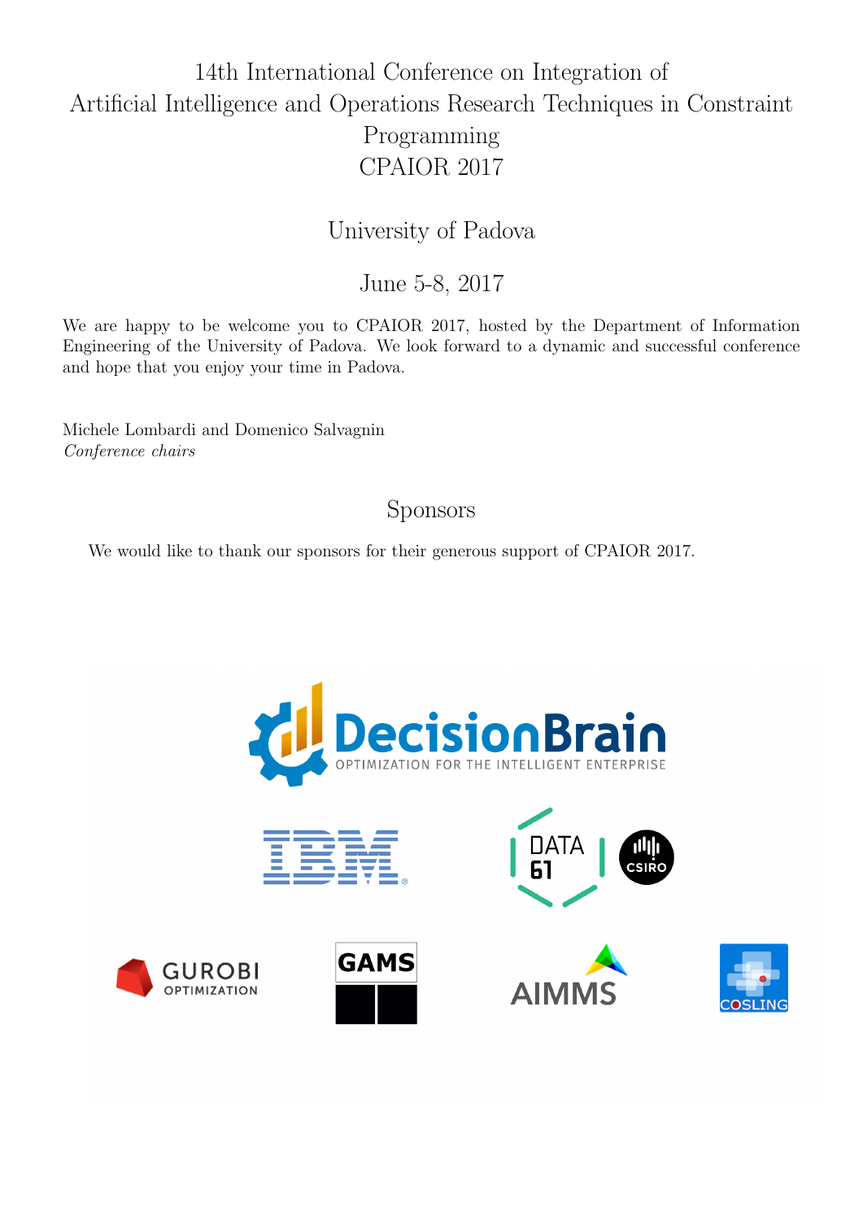# 14th International Conference on Integration of Artificial Intelligence and Operations Research Techniques in Constraint Programming
# CPAIOR 2017

## University of Padova

## June 5-8, 2017

We are happy to be welcome you to CPAIOR 2017, hosted by the Department of Information Engineering of the University of Padova. We look forward to a dynamic and successful conference and hope that you enjoy your time in Padova.

Michele Lombardi and Domenico Salvagnin
*Conference chairs*

## Sponsors

We would like to thank our sponsors for their generous support of CPAIOR 2017.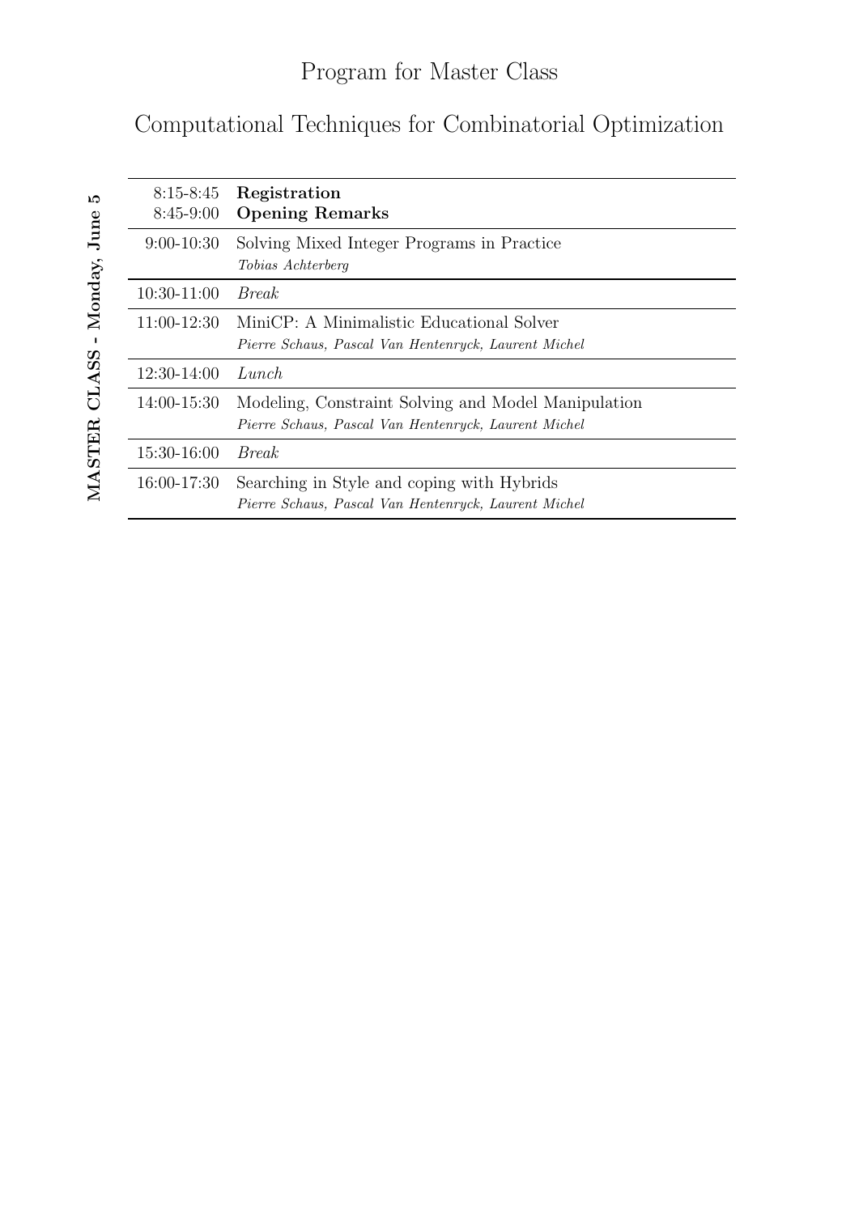# Program for Master Class

## Computational Techniques for Combinatorial Optimization

**MASTER CLASS - Monday, June 5**

| Time | Session |
|---|---|
| 8:15-8:45 | **Registration** |
| 8:45-9:00 | **Opening Remarks** |
| 9:00-10:30 | Solving Mixed Integer Programs in Practice<br>*Tobias Achterberg* |
| 10:30-11:00 | *Break* |
| 11:00-12:30 | MiniCP: A Minimalistic Educational Solver<br>*Pierre Schaus, Pascal Van Hentenryck, Laurent Michel* |
| 12:30-14:00 | *Lunch* |
| 14:00-15:30 | Modeling, Constraint Solving and Model Manipulation<br>*Pierre Schaus, Pascal Van Hentenryck, Laurent Michel* |
| 15:30-16:00 | *Break* |
| 16:00-17:30 | Searching in Style and coping with Hybrids<br>*Pierre Schaus, Pascal Van Hentenryck, Laurent Michel* |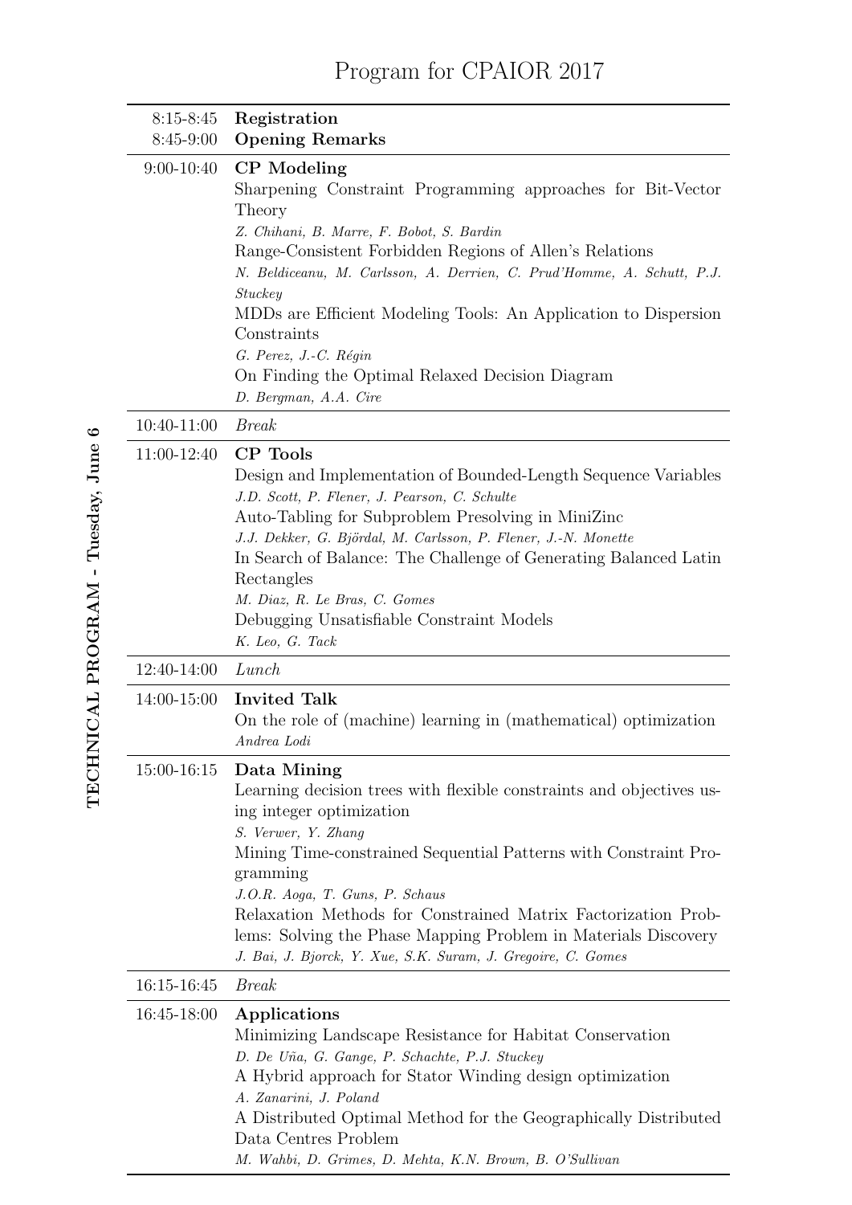# Program for CPAIOR 2017

**TECHNICAL PROGRAM - Tuesday, June 6**

| | |
|---|---|
| 8:15-8:45 | **Registration** |
| 8:45-9:00 | **Opening Remarks** |
| 9:00-10:40 | **CP Modeling**<br>Sharpening Constraint Programming approaches for Bit-Vector Theory<br>*Z. Chihani, B. Marre, F. Bobot, S. Bardin*<br>Range-Consistent Forbidden Regions of Allen's Relations<br>*N. Beldiceanu, M. Carlsson, A. Derrien, C. Prud'Homme, A. Schutt, P.J. Stuckey*<br>MDDs are Efficient Modeling Tools: An Application to Dispersion Constraints<br>*G. Perez, J.-C. Régin*<br>On Finding the Optimal Relaxed Decision Diagram<br>*D. Bergman, A.A. Cire* |
| 10:40-11:00 | *Break* |
| 11:00-12:40 | **CP Tools**<br>Design and Implementation of Bounded-Length Sequence Variables<br>*J.D. Scott, P. Flener, J. Pearson, C. Schulte*<br>Auto-Tabling for Subproblem Presolving in MiniZinc<br>*J.J. Dekker, G. Björdal, M. Carlsson, P. Flener, J.-N. Monette*<br>In Search of Balance: The Challenge of Generating Balanced Latin Rectangles<br>*M. Diaz, R. Le Bras, C. Gomes*<br>Debugging Unsatisfiable Constraint Models<br>*K. Leo, G. Tack* |
| 12:40-14:00 | *Lunch* |
| 14:00-15:00 | **Invited Talk**<br>On the role of (machine) learning in (mathematical) optimization<br>*Andrea Lodi* |
| 15:00-16:15 | **Data Mining**<br>Learning decision trees with flexible constraints and objectives using integer optimization<br>*S. Verwer, Y. Zhang*<br>Mining Time-constrained Sequential Patterns with Constraint Programming<br>*J.O.R. Aoga, T. Guns, P. Schaus*<br>Relaxation Methods for Constrained Matrix Factorization Problems: Solving the Phase Mapping Problem in Materials Discovery<br>*J. Bai, J. Bjorck, Y. Xue, S.K. Suram, J. Gregoire, C. Gomes* |
| 16:15-16:45 | *Break* |
| 16:45-18:00 | **Applications**<br>Minimizing Landscape Resistance for Habitat Conservation<br>*D. De Uña, G. Gange, P. Schachte, P.J. Stuckey*<br>A Hybrid approach for Stator Winding design optimization<br>*A. Zanarini, J. Poland*<br>A Distributed Optimal Method for the Geographically Distributed Data Centres Problem<br>*M. Wahbi, D. Grimes, D. Mehta, K.N. Brown, B. O'Sullivan* |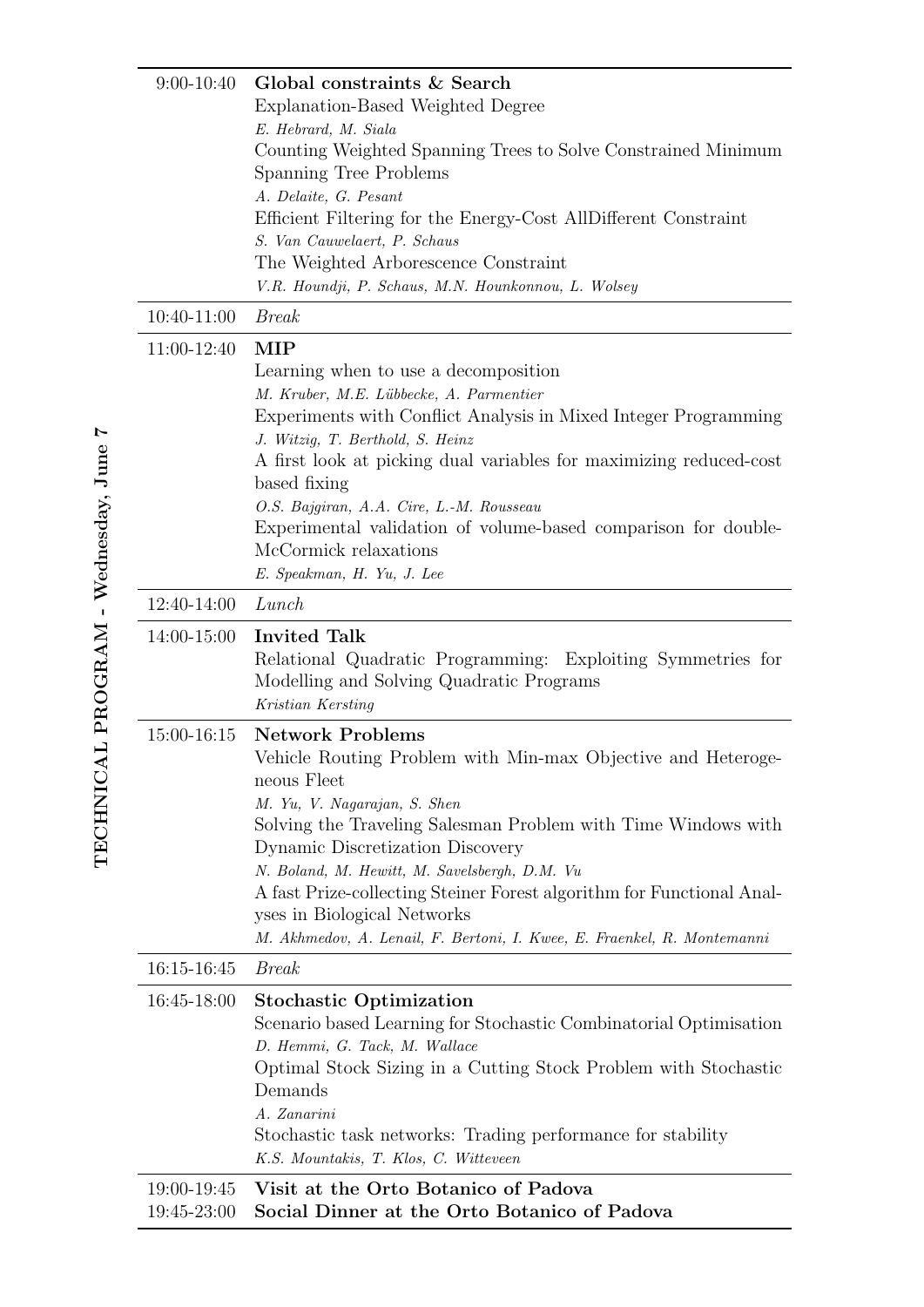# TECHNICAL PROGRAM - Wednesday, June 7

| Time | Session |
| --- | --- |
| 9:00-10:40 | **Global constraints & Search**<br>Explanation-Based Weighted Degree<br>*E. Hebrard, M. Siala*<br>Counting Weighted Spanning Trees to Solve Constrained Minimum Spanning Tree Problems<br>*A. Delaite, G. Pesant*<br>Efficient Filtering for the Energy-Cost AllDifferent Constraint<br>*S. Van Cauwelaert, P. Schaus*<br>The Weighted Arborescence Constraint<br>*V.R. Houndji, P. Schaus, M.N. Hounkonnou, L. Wolsey* |
| 10:40-11:00 | *Break* |
| 11:00-12:40 | **MIP**<br>Learning when to use a decomposition<br>*M. Kruber, M.E. Lübbecke, A. Parmentier*<br>Experiments with Conflict Analysis in Mixed Integer Programming<br>*J. Witzig, T. Berthold, S. Heinz*<br>A first look at picking dual variables for maximizing reduced-cost based fixing<br>*O.S. Bajgiran, A.A. Cire, L.-M. Rousseau*<br>Experimental validation of volume-based comparison for double-McCormick relaxations<br>*E. Speakman, H. Yu, J. Lee* |
| 12:40-14:00 | *Lunch* |
| 14:00-15:00 | **Invited Talk**<br>Relational Quadratic Programming: Exploiting Symmetries for Modelling and Solving Quadratic Programs<br>*Kristian Kersting* |
| 15:00-16:15 | **Network Problems**<br>Vehicle Routing Problem with Min-max Objective and Heterogeneous Fleet<br>*M. Yu, V. Nagarajan, S. Shen*<br>Solving the Traveling Salesman Problem with Time Windows with Dynamic Discretization Discovery<br>*N. Boland, M. Hewitt, M. Savelsbergh, D.M. Vu*<br>A fast Prize-collecting Steiner Forest algorithm for Functional Analyses in Biological Networks<br>*M. Akhmedov, A. Lenail, F. Bertoni, I. Kwee, E. Fraenkel, R. Montemanni* |
| 16:15-16:45 | *Break* |
| 16:45-18:00 | **Stochastic Optimization**<br>Scenario based Learning for Stochastic Combinatorial Optimisation<br>*D. Hemmi, G. Tack, M. Wallace*<br>Optimal Stock Sizing in a Cutting Stock Problem with Stochastic Demands<br>*A. Zanarini*<br>Stochastic task networks: Trading performance for stability<br>*K.S. Mountakis, T. Klos, C. Witteveen* |
| 19:00-19:45 | **Visit at the Orto Botanico of Padova** |
| 19:45-23:00 | **Social Dinner at the Orto Botanico of Padova** |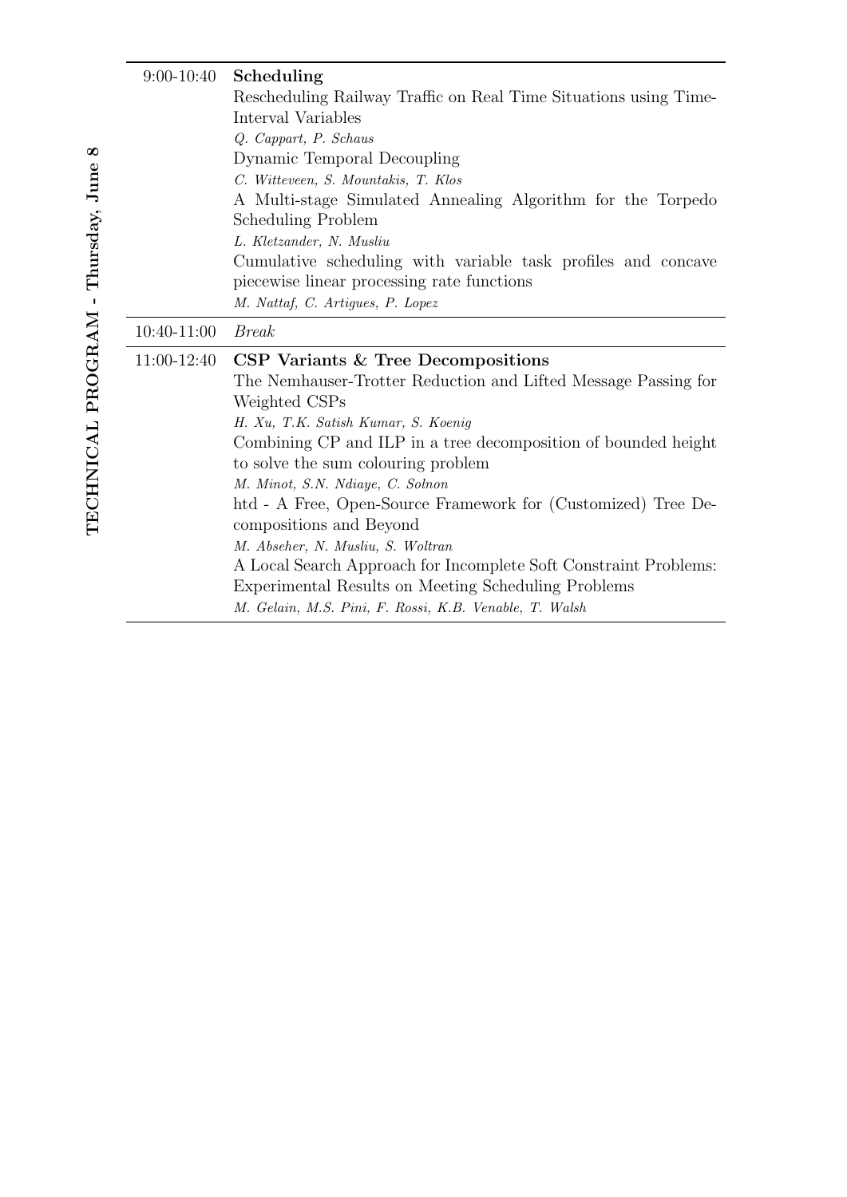| | |
|---|---|
| 9:00-10:40 | **Scheduling**<br>Rescheduling Railway Traffic on Real Time Situations using Time-Interval Variables<br>*Q. Cappart, P. Schaus*<br>Dynamic Temporal Decoupling<br>*C. Witteveen, S. Mountakis, T. Klos*<br>A Multi-stage Simulated Annealing Algorithm for the Torpedo Scheduling Problem<br>*L. Kletzander, N. Musliu*<br>Cumulative scheduling with variable task profiles and concave piecewise linear processing rate functions<br>*M. Nattaf, C. Artigues, P. Lopez* |
| 10:40-11:00 | *Break* |
| 11:00-12:40 | **CSP Variants & Tree Decompositions**<br>The Nemhauser-Trotter Reduction and Lifted Message Passing for Weighted CSPs<br>*H. Xu, T.K. Satish Kumar, S. Koenig*<br>Combining CP and ILP in a tree decomposition of bounded height to solve the sum colouring problem<br>*M. Minot, S.N. Ndiaye, C. Solnon*<br>htd - A Free, Open-Source Framework for (Customized) Tree Decompositions and Beyond<br>*M. Abseher, N. Musliu, S. Woltran*<br>A Local Search Approach for Incomplete Soft Constraint Problems: Experimental Results on Meeting Scheduling Problems<br>*M. Gelain, M.S. Pini, F. Rossi, K.B. Venable, T. Walsh* |